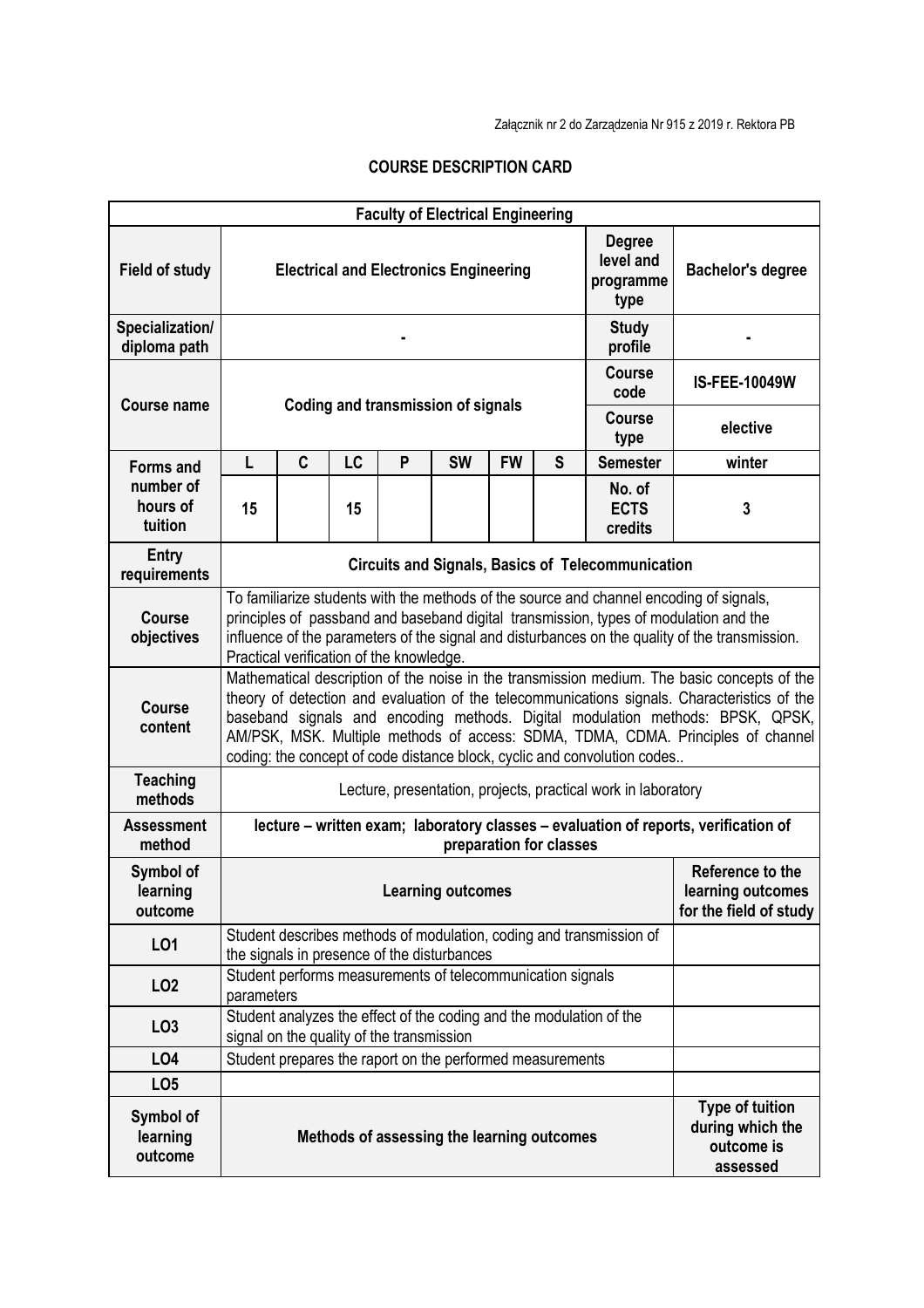Załącznik nr 2 do Zarządzenia Nr 915 z 2019 r. Rektora PB

# COURSE DESCRIPTION CARD

| Faculty of Electrical Engineering | | | | | | | | | |
|---|---|---|---|---|---|---|---|---|---|
| **Field of study** | **Electrical and Electronics Engineering** | | | | | | | **Degree level and programme type** | **Bachelor's degree** |
| **Specialization/ diploma path** | **-** | | | | | | | **Study profile** | **-** |
| **Course name** | **Coding and transmission of signals** | | | | | | | **Course code** | **IS-FEE-10049W** |
| | | | | | | | | **Course type** | **elective** |
| **Forms and number of hours of tuition** | **L** | **C** | **LC** | **P** | **SW** | **FW** | **S** | **Semester** | **winter** |
| | **15** | | **15** | | | | | **No. of ECTS credits** | **3** |
| **Entry requirements** | **Circuits and Signals, Basics of Telecommunication** | | | | | | | | |
| **Course objectives** | To familiarize students with the methods of the source and channel encoding of signals, principles of passband and baseband digital transmission, types of modulation and the influence of the parameters of the signal and disturbances on the quality of the transmission. Practical verification of the knowledge. | | | | | | | | |
| **Course content** | Mathematical description of the noise in the transmission medium. The basic concepts of the theory of detection and evaluation of the telecommunications signals. Characteristics of the baseband signals and encoding methods. Digital modulation methods: BPSK, QPSK, AM/PSK, MSK. Multiple methods of access: SDMA, TDMA, CDMA. Principles of channel coding: the concept of code distance block, cyclic and convolution codes.. | | | | | | | | |
| **Teaching methods** | Lecture, presentation, projects, practical work in laboratory | | | | | | | | |
| **Assessment method** | **lecture – written exam; laboratory classes – evaluation of reports, verification of preparation for classes** | | | | | | | | |
| **Symbol of learning outcome** | **Learning outcomes** | | | | | | | | **Reference to the learning outcomes for the field of study** |
| **LO1** | Student describes methods of modulation, coding and transmission of the signals in presence of the disturbances | | | | | | | | |
| **LO2** | Student performs measurements of telecommunication signals parameters | | | | | | | | |
| **LO3** | Student analyzes the effect of the coding and the modulation of the signal on the quality of the transmission | | | | | | | | |
| **LO4** | Student prepares the raport on the performed measurements | | | | | | | | |
| **LO5** | | | | | | | | | |
| **Symbol of learning outcome** | **Methods of assessing the learning outcomes** | | | | | | | | **Type of tuition during which the outcome is assessed** |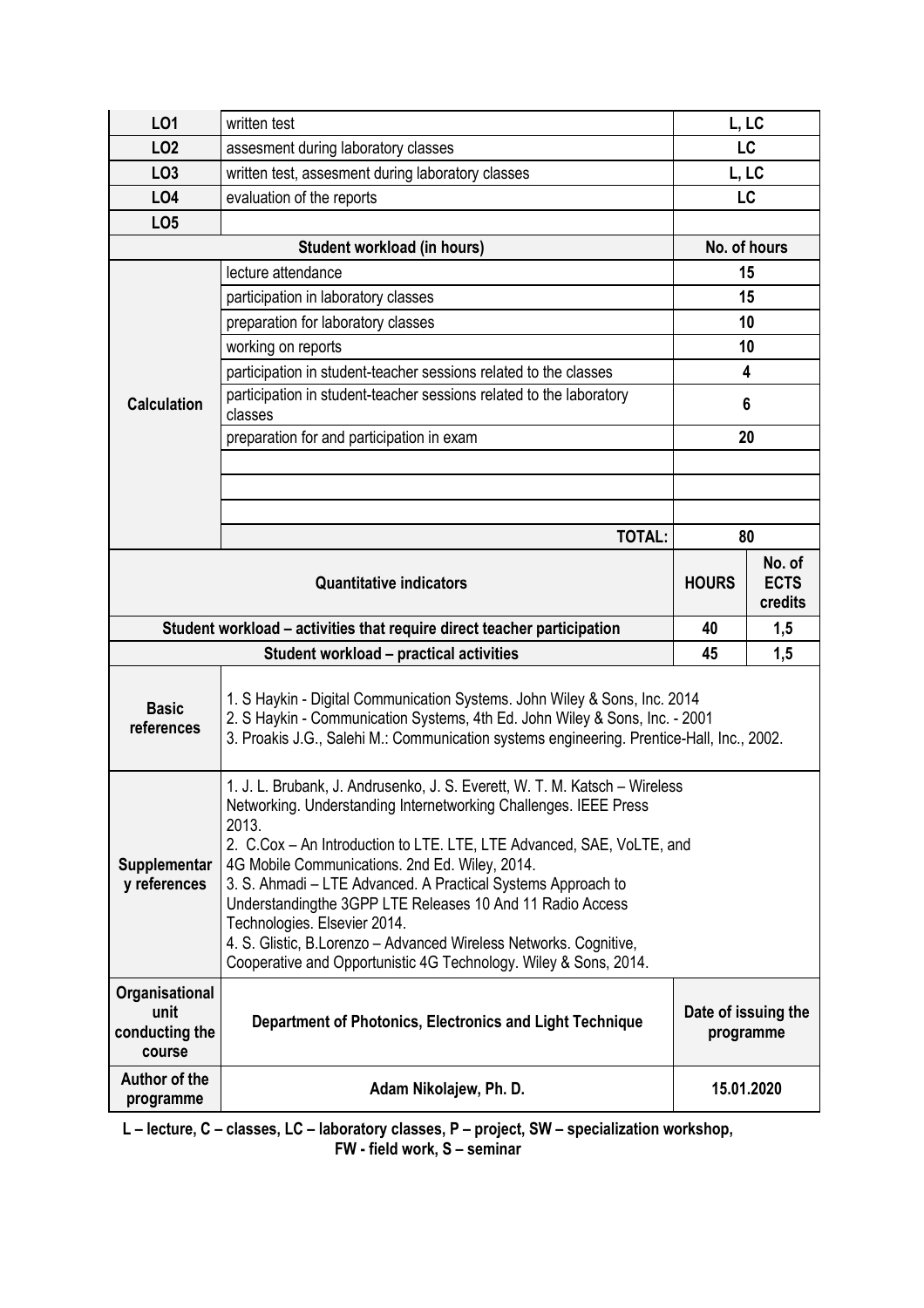| | | | |
|---|---|---|---|
| **LO1** | written test | **L, LC** | |
| **LO2** | assesment during laboratory classes | **LC** | |
| **LO3** | written test, assesment during laboratory classes | **L, LC** | |
| **LO4** | evaluation of the reports | **LC** | |
| **LO5** | | | |
| **Student workload (in hours)** | | **No. of hours** | |
| **Calculation** | lecture attendance | **15** | |
| | participation in laboratory classes | **15** | |
| | preparation for laboratory classes | **10** | |
| | working on reports | **10** | |
| | participation in student-teacher sessions related to the classes | **4** | |
| | participation in student-teacher sessions related to the laboratory classes | **6** | |
| | preparation for and participation in exam | **20** | |
| | | | |
| | | | |
| | | | |
| | **TOTAL:** | **80** | |
| **Quantitative indicators** | | **HOURS** | **No. of ECTS credits** |
| **Student workload – activities that require direct teacher participation** | | **40** | **1,5** |
| **Student workload – practical activities** | | **45** | **1,5** |
| **Basic references** | 1. S Haykin - Digital Communication Systems. John Wiley & Sons, Inc. 2014<br>2. S Haykin - Communication Systems, 4th Ed. John Wiley & Sons, Inc. - 2001<br>3. Proakis J.G., Salehi M.: Communication systems engineering. Prentice-Hall, Inc., 2002. | | |
| **Supplementary references** | 1. J. L. Brubank, J. Andrusenko, J. S. Everett, W. T. M. Katsch – Wireless Networking. Understanding Internetworking Challenges. IEEE Press 2013.<br>2. C.Cox – An Introduction to LTE. LTE, LTE Advanced, SAE, VoLTE, and 4G Mobile Communications. 2nd Ed. Wiley, 2014.<br>3. S. Ahmadi – LTE Advanced. A Practical Systems Approach to Understandingthe 3GPP LTE Releases 10 And 11 Radio Access Technologies. Elsevier 2014.<br>4. S. Glistic, B.Lorenzo – Advanced Wireless Networks. Cognitive, Cooperative and Opportunistic 4G Technology. Wiley & Sons, 2014. | | |
| **Organisational unit conducting the course** | **Department of Photonics, Electronics and Light Technique** | **Date of issuing the programme** | |
| **Author of the programme** | **Adam Nikolajew, Ph. D.** | **15.01.2020** | |

**L – lecture, C – classes, LC – laboratory classes, P – project, SW – specialization workshop, FW - field work, S – seminar**